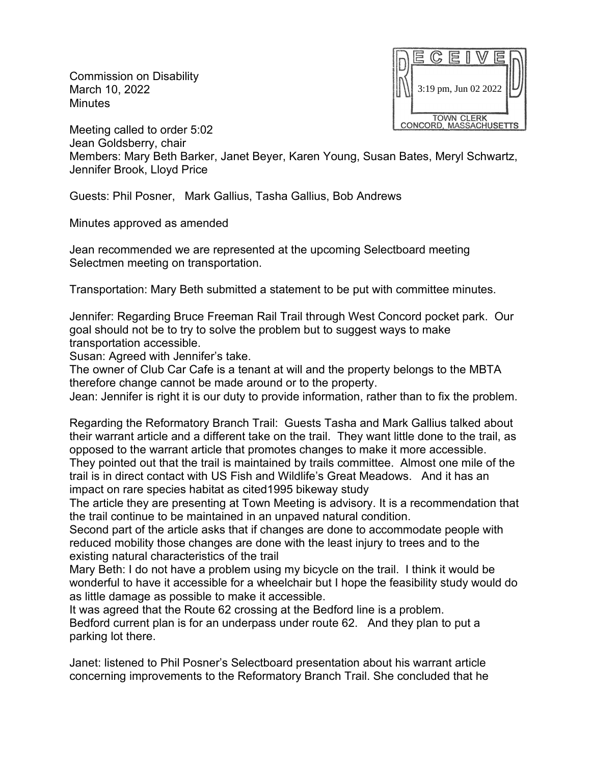Commission on Disability
March 10, 2022
Minutes

RECEIVED
3:19 pm, Jun 02 2022
TOWN CLERK
CONCORD, MASSACHUSETTS

Meeting called to order 5:02
Jean Goldsberry, chair
Members: Mary Beth Barker, Janet Beyer, Karen Young, Susan Bates, Meryl Schwartz, Jennifer Brook, Lloyd Price

Guests: Phil Posner, Mark Gallius, Tasha Gallius, Bob Andrews

Minutes approved as amended

Jean recommended we are represented at the upcoming Selectboard meeting Selectmen meeting on transportation.

Transportation: Mary Beth submitted a statement to be put with committee minutes.

Jennifer: Regarding Bruce Freeman Rail Trail through West Concord pocket park. Our goal should not be to try to solve the problem but to suggest ways to make transportation accessible.
Susan: Agreed with Jennifer's take.
The owner of Club Car Cafe is a tenant at will and the property belongs to the MBTA therefore change cannot be made around or to the property.
Jean: Jennifer is right it is our duty to provide information, rather than to fix the problem.

Regarding the Reformatory Branch Trail: Guests Tasha and Mark Gallius talked about their warrant article and a different take on the trail. They want little done to the trail, as opposed to the warrant article that promotes changes to make it more accessible. They pointed out that the trail is maintained by trails committee. Almost one mile of the trail is in direct contact with US Fish and Wildlife's Great Meadows. And it has an impact on rare species habitat as cited1995 bikeway study
The article they are presenting at Town Meeting is advisory. It is a recommendation that the trail continue to be maintained in an unpaved natural condition.
Second part of the article asks that if changes are done to accommodate people with reduced mobility those changes are done with the least injury to trees and to the existing natural characteristics of the trail
Mary Beth: I do not have a problem using my bicycle on the trail. I think it would be wonderful to have it accessible for a wheelchair but I hope the feasibility study would do as little damage as possible to make it accessible.
It was agreed that the Route 62 crossing at the Bedford line is a problem.
Bedford current plan is for an underpass under route 62. And they plan to put a parking lot there.

Janet: listened to Phil Posner's Selectboard presentation about his warrant article concerning improvements to the Reformatory Branch Trail. She concluded that he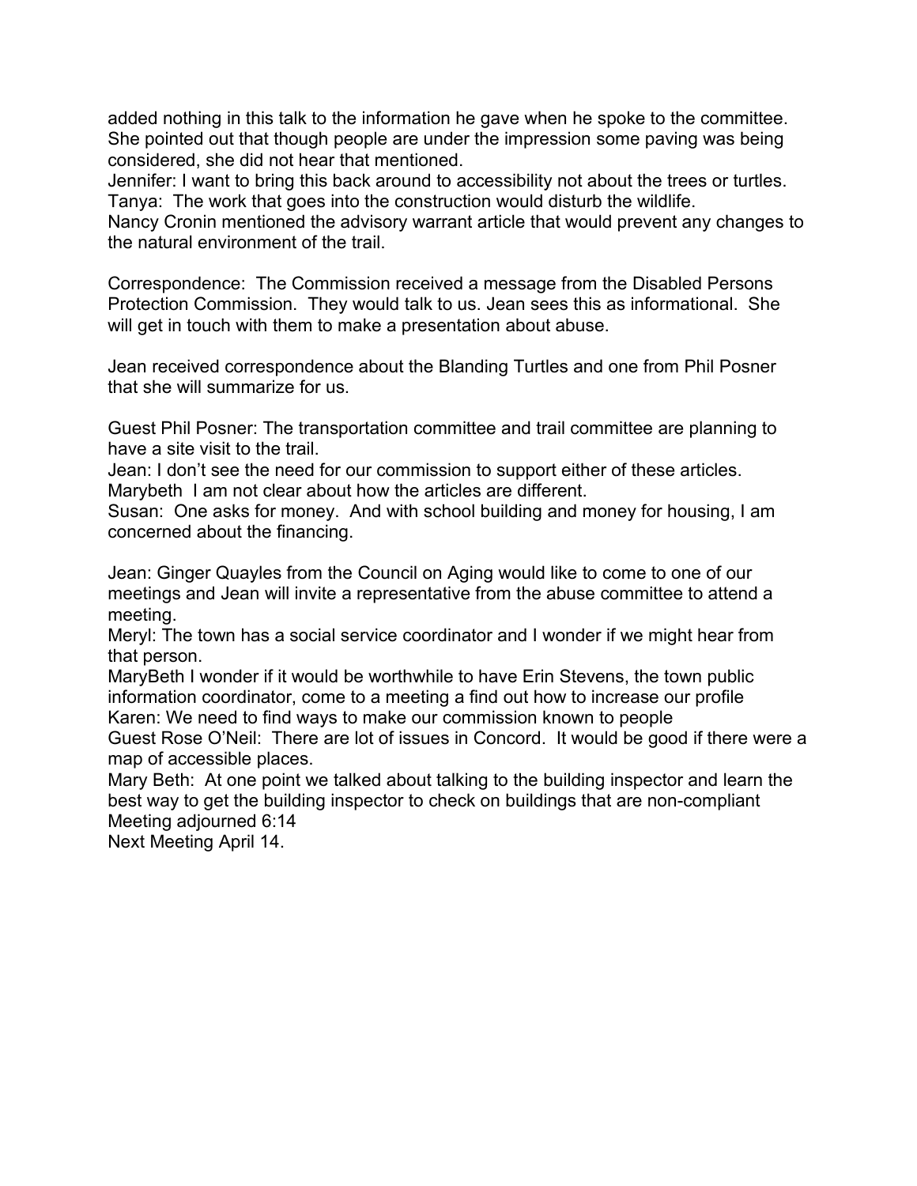added nothing in this talk to the information he gave when he spoke to the committee. She pointed out that though people are under the impression some paving was being considered, she did not hear that mentioned.

Jennifer: I want to bring this back around to accessibility not about the trees or turtles.

Tanya: The work that goes into the construction would disturb the wildlife.

Nancy Cronin mentioned the advisory warrant article that would prevent any changes to the natural environment of the trail.

Correspondence: The Commission received a message from the Disabled Persons Protection Commission. They would talk to us. Jean sees this as informational. She will get in touch with them to make a presentation about abuse.

Jean received correspondence about the Blanding Turtles and one from Phil Posner that she will summarize for us.

Guest Phil Posner: The transportation committee and trail committee are planning to have a site visit to the trail.

Jean: I don't see the need for our commission to support either of these articles.

Marybeth I am not clear about how the articles are different.

Susan: One asks for money. And with school building and money for housing, I am concerned about the financing.

Jean: Ginger Quayles from the Council on Aging would like to come to one of our meetings and Jean will invite a representative from the abuse committee to attend a meeting.

Meryl: The town has a social service coordinator and I wonder if we might hear from that person.

MaryBeth I wonder if it would be worthwhile to have Erin Stevens, the town public information coordinator, come to a meeting a find out how to increase our profile

Karen: We need to find ways to make our commission known to people

Guest Rose O'Neil: There are lot of issues in Concord. It would be good if there were a map of accessible places.

Mary Beth: At one point we talked about talking to the building inspector and learn the best way to get the building inspector to check on buildings that are non-compliant

Meeting adjourned 6:14

Next Meeting April 14.